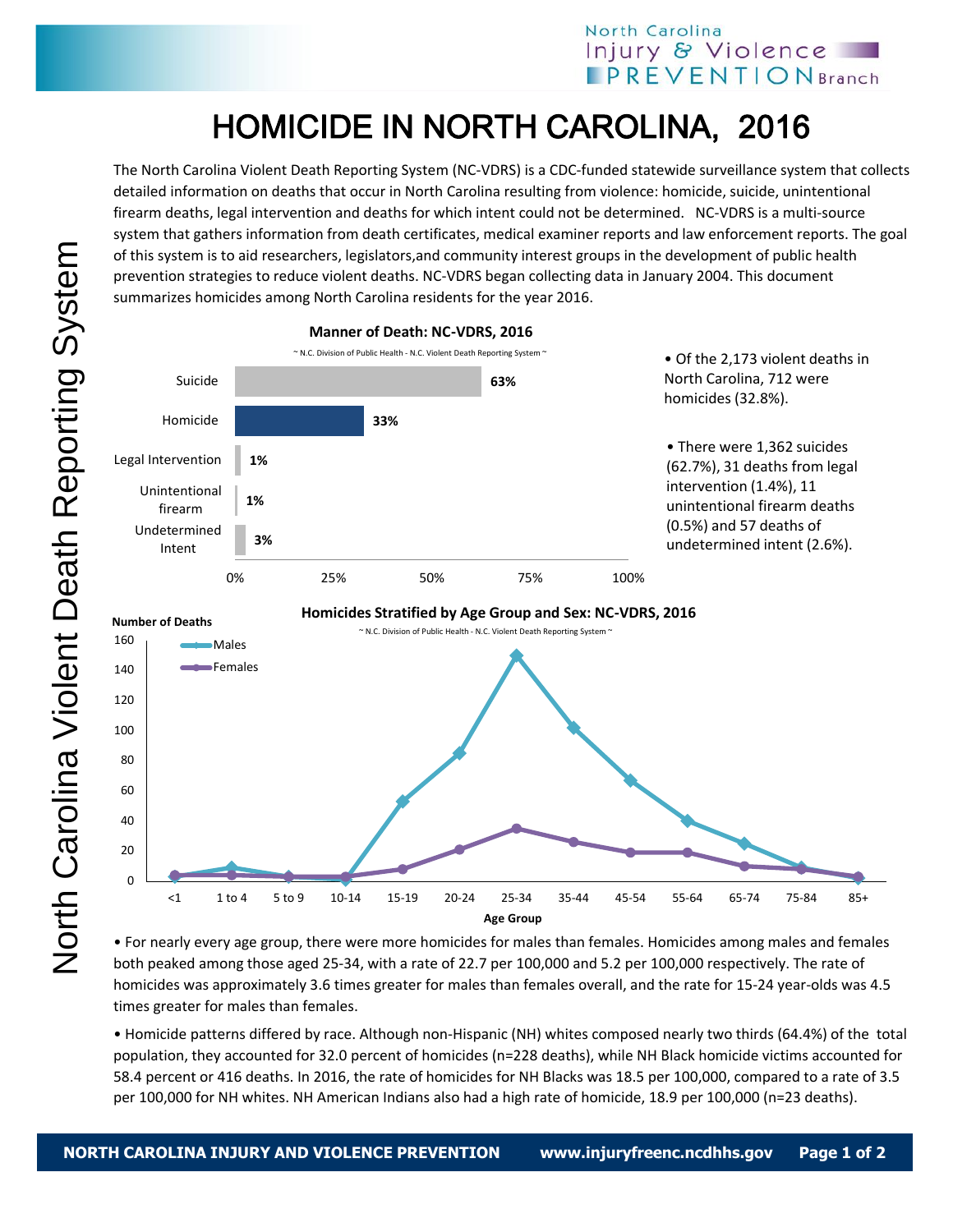# HOMICIDE IN NORTH CAROLINA, 2016

The North Carolina Violent Death Reporting System (NC-VDRS) is a CDC-funded statewide surveillance system that collects detailed information on deaths that occur in North Carolina resulting from violence: homicide, suicide, unintentional firearm deaths, legal intervention and deaths for which intent could not be determined. NC-VDRS is a multi-source system that gathers information from death certificates, medical examiner reports and law enforcement reports. The goal of this system is to aid researchers, legislators,and community interest groups in the development of public health prevention strategies to reduce violent deaths. NC-VDRS began collecting data in January 2004. This document summarizes homicides among North Carolina residents for the year 2016.

**Manner of Death: NC-VDRS, 2016**

~ N.C. Division of Public Health - N.C. Violent Death Reporting System ~

| Manner of Death | Percent |
|---|---|
| Suicide | 63% |
| Homicide | 33% |
| Legal Intervention | 1% |
| Unintentional firearm | 1% |
| Undetermined Intent | 3% |

- Of the 2,173 violent deaths in North Carolina, 712 were homicides (32.8%).
- There were 1,362 suicides (62.7%), 31 deaths from legal intervention (1.4%), 11 unintentional firearm deaths (0.5%) and 57 deaths of undetermined intent (2.6%).

**Homicides Stratified by Age Group and Sex: NC-VDRS, 2016**

~ N.C. Division of Public Health - N.C. Violent Death Reporting System ~

Number of Deaths (Males, Females) by Age Group: <1, 1 to 4, 5 to 9, 10-14, 15-19, 20-24, 25-34, 35-44, 45-54, 55-64, 65-74, 75-84, 85+

- For nearly every age group, there were more homicides for males than females. Homicides among males and females both peaked among those aged 25-34, with a rate of 22.7 per 100,000 and 5.2 per 100,000 respectively. The rate of homicides was approximately 3.6 times greater for males than females overall, and the rate for 15-24 year-olds was 4.5 times greater for males than females.
- Homicide patterns differed by race. Although non-Hispanic (NH) whites composed nearly two thirds (64.4%) of the total population, they accounted for 32.0 percent of homicides (n=228 deaths), while NH Black homicide victims accounted for 58.4 percent or 416 deaths. In 2016, the rate of homicides for NH Blacks was 18.5 per 100,000, compared to a rate of 3.5 per 100,000 for NH whites. NH American Indians also had a high rate of homicide, 18.9 per 100,000 (n=23 deaths).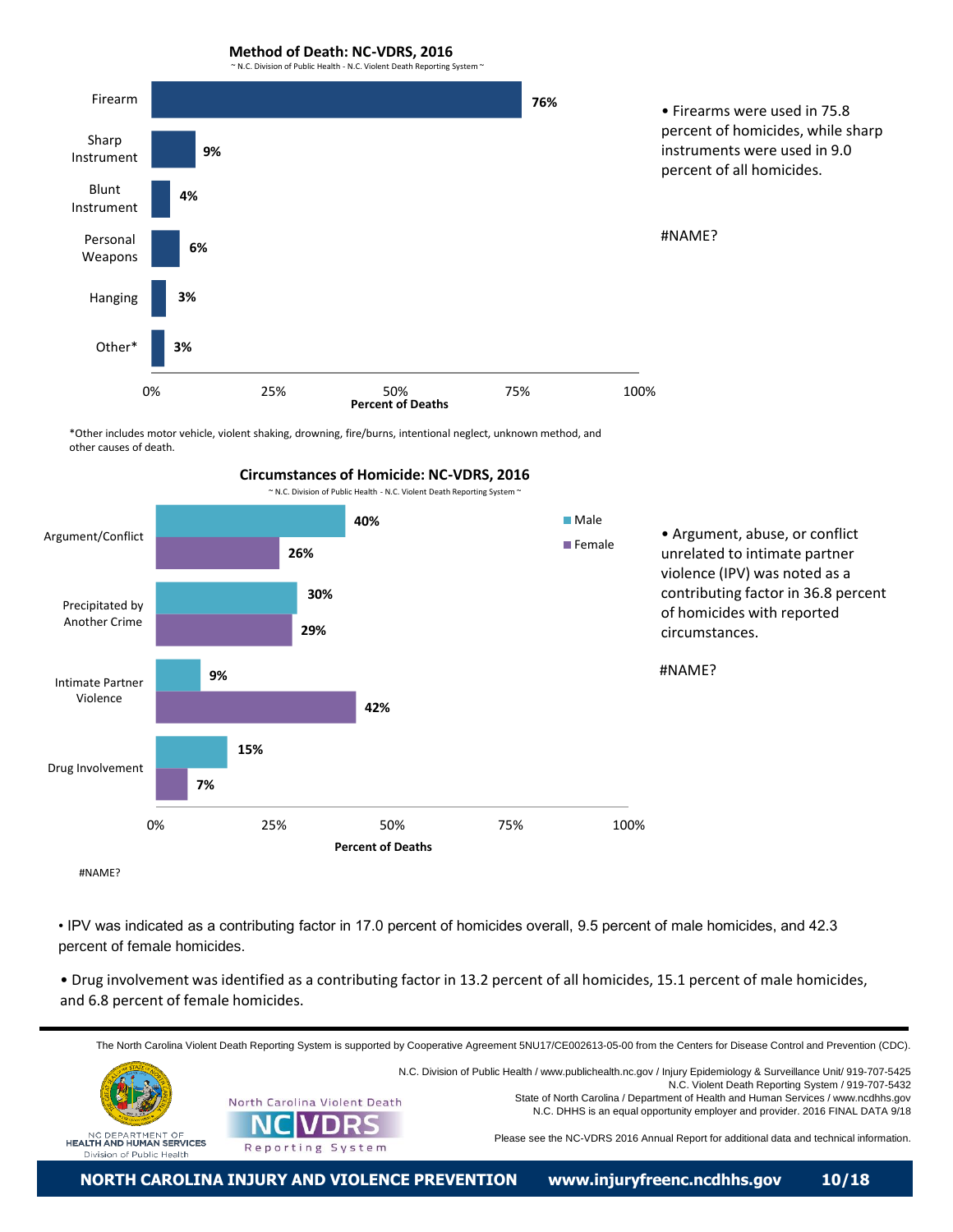**Method of Death: NC-VDRS, 2016**

~ N.C. Division of Public Health - N.C. Violent Death Reporting System ~

Firearm 76%

Sharp Instrument 9%

Blunt Instrument 4%

Personal Weapons 6%

Hanging 3%

Other* 3%

0% 25% 50% 75% 100%

Percent of Deaths

- Firearms were used in 75.8 percent of homicides, while sharp instruments were used in 9.0 percent of all homicides.

#NAME?

*Other includes motor vehicle, violent shaking, drowning, fire/burns, intentional neglect, unknown method, and other causes of death.

**Circumstances of Homicide: NC-VDRS, 2016**

~ N.C. Division of Public Health - N.C. Violent Death Reporting System ~

Male
Female

Argument/Conflict 40% 26%

Precipitated by Another Crime 30% 29%

Intimate Partner Violence 9% 42%

Drug Involvement 15% 7%

0% 25% 50% 75% 100%

Percent of Deaths

- Argument, abuse, or conflict unrelated to intimate partner violence (IPV) was noted as a contributing factor in 36.8 percent of homicides with reported circumstances.

#NAME?

#NAME?

- IPV was indicated as a contributing factor in 17.0 percent of homicides overall, 9.5 percent of male homicides, and 42.3 percent of female homicides.

- Drug involvement was identified as a contributing factor in 13.2 percent of all homicides, 15.1 percent of male homicides, and 6.8 percent of female homicides.

The North Carolina Violent Death Reporting System is supported by Cooperative Agreement 5NU17/CE002613-05-00 from the Centers for Disease Control and Prevention (CDC).

NC DEPARTMENT OF HEALTH AND HUMAN SERVICES
Division of Public Health

North Carolina Violent Death NC VDRS Reporting System

N.C. Division of Public Health / www.publichealth.nc.gov / Injury Epidemiology & Surveillance Unit/ 919-707-5425
N.C. Violent Death Reporting System / 919-707-5432
State of North Carolina / Department of Health and Human Services / www.ncdhhs.gov
N.C. DHHS is an equal opportunity employer and provider. 2016 FINAL DATA 9/18

Please see the NC-VDRS 2016 Annual Report for additional data and technical information.

NORTH CAROLINA INJURY AND VIOLENCE PREVENTION www.injuryfreenc.ncdhhs.gov